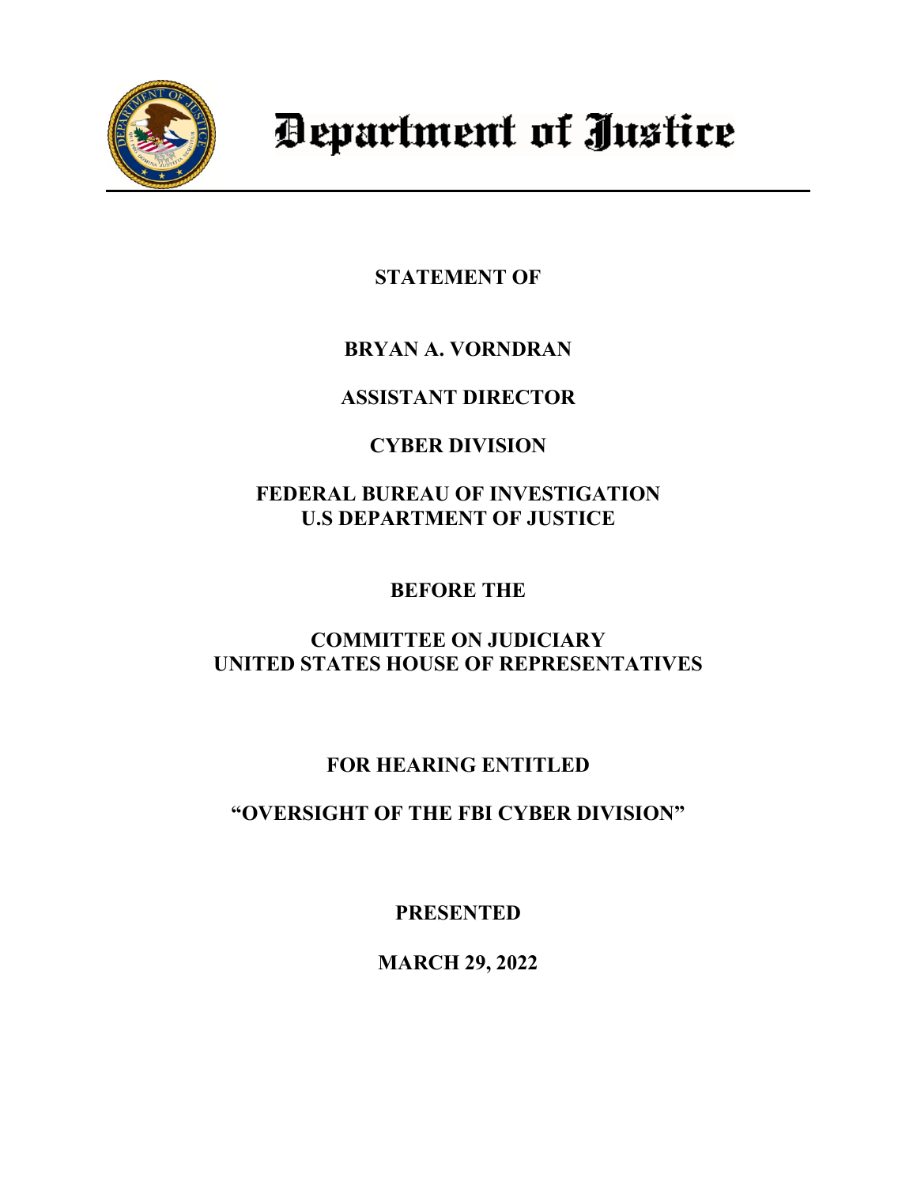# Department of Justice

**STATEMENT OF**

**BRYAN A. VORNDRAN**

**ASSISTANT DIRECTOR**

**CYBER DIVISION**

**FEDERAL BUREAU OF INVESTIGATION**
**U.S DEPARTMENT OF JUSTICE**

**BEFORE THE**

**COMMITTEE ON JUDICIARY**
**UNITED STATES HOUSE OF REPRESENTATIVES**

**FOR HEARING ENTITLED**

**"OVERSIGHT OF THE FBI CYBER DIVISION"**

**PRESENTED**

**MARCH 29, 2022**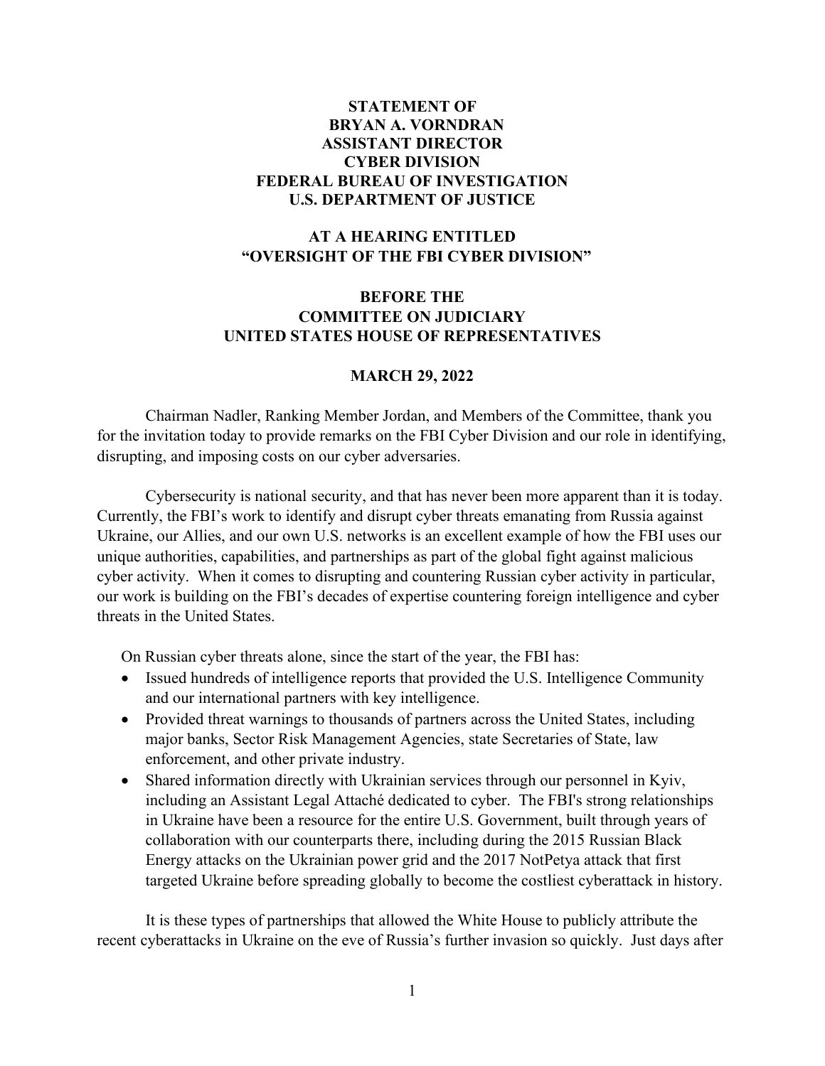**STATEMENT OF**
**BRYAN A. VORNDRAN**
**ASSISTANT DIRECTOR**
**CYBER DIVISION**
**FEDERAL BUREAU OF INVESTIGATION**
**U.S. DEPARTMENT OF JUSTICE**

**AT A HEARING ENTITLED**
**"OVERSIGHT OF THE FBI CYBER DIVISION"**

**BEFORE THE**
**COMMITTEE ON JUDICIARY**
**UNITED STATES HOUSE OF REPRESENTATIVES**

**MARCH 29, 2022**

Chairman Nadler, Ranking Member Jordan, and Members of the Committee, thank you for the invitation today to provide remarks on the FBI Cyber Division and our role in identifying, disrupting, and imposing costs on our cyber adversaries.

Cybersecurity is national security, and that has never been more apparent than it is today. Currently, the FBI's work to identify and disrupt cyber threats emanating from Russia against Ukraine, our Allies, and our own U.S. networks is an excellent example of how the FBI uses our unique authorities, capabilities, and partnerships as part of the global fight against malicious cyber activity. When it comes to disrupting and countering Russian cyber activity in particular, our work is building on the FBI's decades of expertise countering foreign intelligence and cyber threats in the United States.

On Russian cyber threats alone, since the start of the year, the FBI has:

- Issued hundreds of intelligence reports that provided the U.S. Intelligence Community and our international partners with key intelligence.
- Provided threat warnings to thousands of partners across the United States, including major banks, Sector Risk Management Agencies, state Secretaries of State, law enforcement, and other private industry.
- Shared information directly with Ukrainian services through our personnel in Kyiv, including an Assistant Legal Attaché dedicated to cyber. The FBI's strong relationships in Ukraine have been a resource for the entire U.S. Government, built through years of collaboration with our counterparts there, including during the 2015 Russian Black Energy attacks on the Ukrainian power grid and the 2017 NotPetya attack that first targeted Ukraine before spreading globally to become the costliest cyberattack in history.

It is these types of partnerships that allowed the White House to publicly attribute the recent cyberattacks in Ukraine on the eve of Russia's further invasion so quickly. Just days after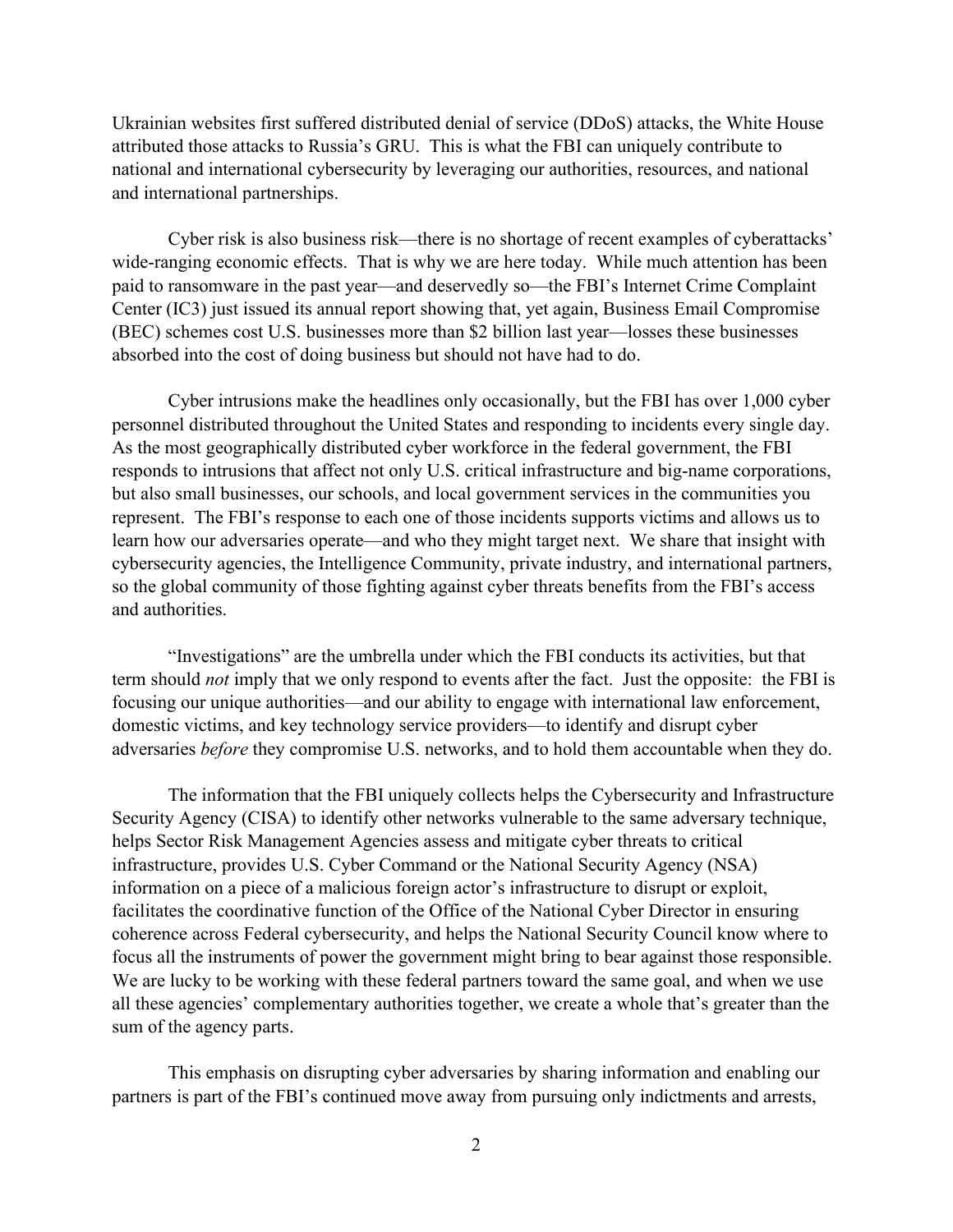Ukrainian websites first suffered distributed denial of service (DDoS) attacks, the White House attributed those attacks to Russia's GRU. This is what the FBI can uniquely contribute to national and international cybersecurity by leveraging our authorities, resources, and national and international partnerships.

Cyber risk is also business risk—there is no shortage of recent examples of cyberattacks' wide-ranging economic effects. That is why we are here today. While much attention has been paid to ransomware in the past year—and deservedly so—the FBI's Internet Crime Complaint Center (IC3) just issued its annual report showing that, yet again, Business Email Compromise (BEC) schemes cost U.S. businesses more than $2 billion last year—losses these businesses absorbed into the cost of doing business but should not have had to do.

Cyber intrusions make the headlines only occasionally, but the FBI has over 1,000 cyber personnel distributed throughout the United States and responding to incidents every single day. As the most geographically distributed cyber workforce in the federal government, the FBI responds to intrusions that affect not only U.S. critical infrastructure and big-name corporations, but also small businesses, our schools, and local government services in the communities you represent. The FBI's response to each one of those incidents supports victims and allows us to learn how our adversaries operate—and who they might target next. We share that insight with cybersecurity agencies, the Intelligence Community, private industry, and international partners, so the global community of those fighting against cyber threats benefits from the FBI's access and authorities.

"Investigations" are the umbrella under which the FBI conducts its activities, but that term should *not* imply that we only respond to events after the fact. Just the opposite: the FBI is focusing our unique authorities—and our ability to engage with international law enforcement, domestic victims, and key technology service providers—to identify and disrupt cyber adversaries *before* they compromise U.S. networks, and to hold them accountable when they do.

The information that the FBI uniquely collects helps the Cybersecurity and Infrastructure Security Agency (CISA) to identify other networks vulnerable to the same adversary technique, helps Sector Risk Management Agencies assess and mitigate cyber threats to critical infrastructure, provides U.S. Cyber Command or the National Security Agency (NSA) information on a piece of a malicious foreign actor's infrastructure to disrupt or exploit, facilitates the coordinative function of the Office of the National Cyber Director in ensuring coherence across Federal cybersecurity, and helps the National Security Council know where to focus all the instruments of power the government might bring to bear against those responsible. We are lucky to be working with these federal partners toward the same goal, and when we use all these agencies' complementary authorities together, we create a whole that's greater than the sum of the agency parts.

This emphasis on disrupting cyber adversaries by sharing information and enabling our partners is part of the FBI's continued move away from pursuing only indictments and arrests,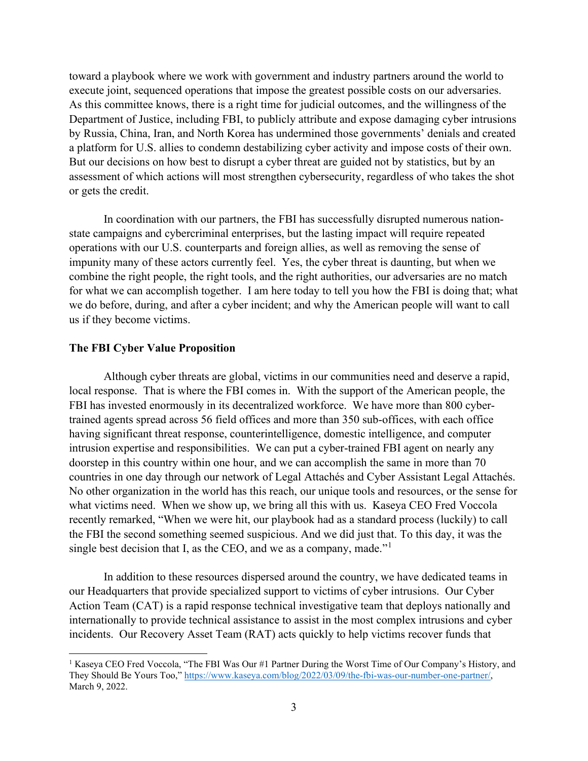toward a playbook where we work with government and industry partners around the world to execute joint, sequenced operations that impose the greatest possible costs on our adversaries. As this committee knows, there is a right time for judicial outcomes, and the willingness of the Department of Justice, including FBI, to publicly attribute and expose damaging cyber intrusions by Russia, China, Iran, and North Korea has undermined those governments' denials and created a platform for U.S. allies to condemn destabilizing cyber activity and impose costs of their own. But our decisions on how best to disrupt a cyber threat are guided not by statistics, but by an assessment of which actions will most strengthen cybersecurity, regardless of who takes the shot or gets the credit.

In coordination with our partners, the FBI has successfully disrupted numerous nation-state campaigns and cybercriminal enterprises, but the lasting impact will require repeated operations with our U.S. counterparts and foreign allies, as well as removing the sense of impunity many of these actors currently feel. Yes, the cyber threat is daunting, but when we combine the right people, the right tools, and the right authorities, our adversaries are no match for what we can accomplish together. I am here today to tell you how the FBI is doing that; what we do before, during, and after a cyber incident; and why the American people will want to call us if they become victims.

**The FBI Cyber Value Proposition**

Although cyber threats are global, victims in our communities need and deserve a rapid, local response. That is where the FBI comes in. With the support of the American people, the FBI has invested enormously in its decentralized workforce. We have more than 800 cyber-trained agents spread across 56 field offices and more than 350 sub-offices, with each office having significant threat response, counterintelligence, domestic intelligence, and computer intrusion expertise and responsibilities. We can put a cyber-trained FBI agent on nearly any doorstep in this country within one hour, and we can accomplish the same in more than 70 countries in one day through our network of Legal Attachés and Cyber Assistant Legal Attachés. No other organization in the world has this reach, our unique tools and resources, or the sense for what victims need. When we show up, we bring all this with us. Kaseya CEO Fred Voccola recently remarked, "When we were hit, our playbook had as a standard process (luckily) to call the FBI the second something seemed suspicious. And we did just that. To this day, it was the single best decision that I, as the CEO, and we as a company, made."[1]

In addition to these resources dispersed around the country, we have dedicated teams in our Headquarters that provide specialized support to victims of cyber intrusions. Our Cyber Action Team (CAT) is a rapid response technical investigative team that deploys nationally and internationally to provide technical assistance to assist in the most complex intrusions and cyber incidents. Our Recovery Asset Team (RAT) acts quickly to help victims recover funds that

[1] Kaseya CEO Fred Voccola, "The FBI Was Our #1 Partner During the Worst Time of Our Company's History, and They Should Be Yours Too," https://www.kaseya.com/blog/2022/03/09/the-fbi-was-our-number-one-partner/, March 9, 2022.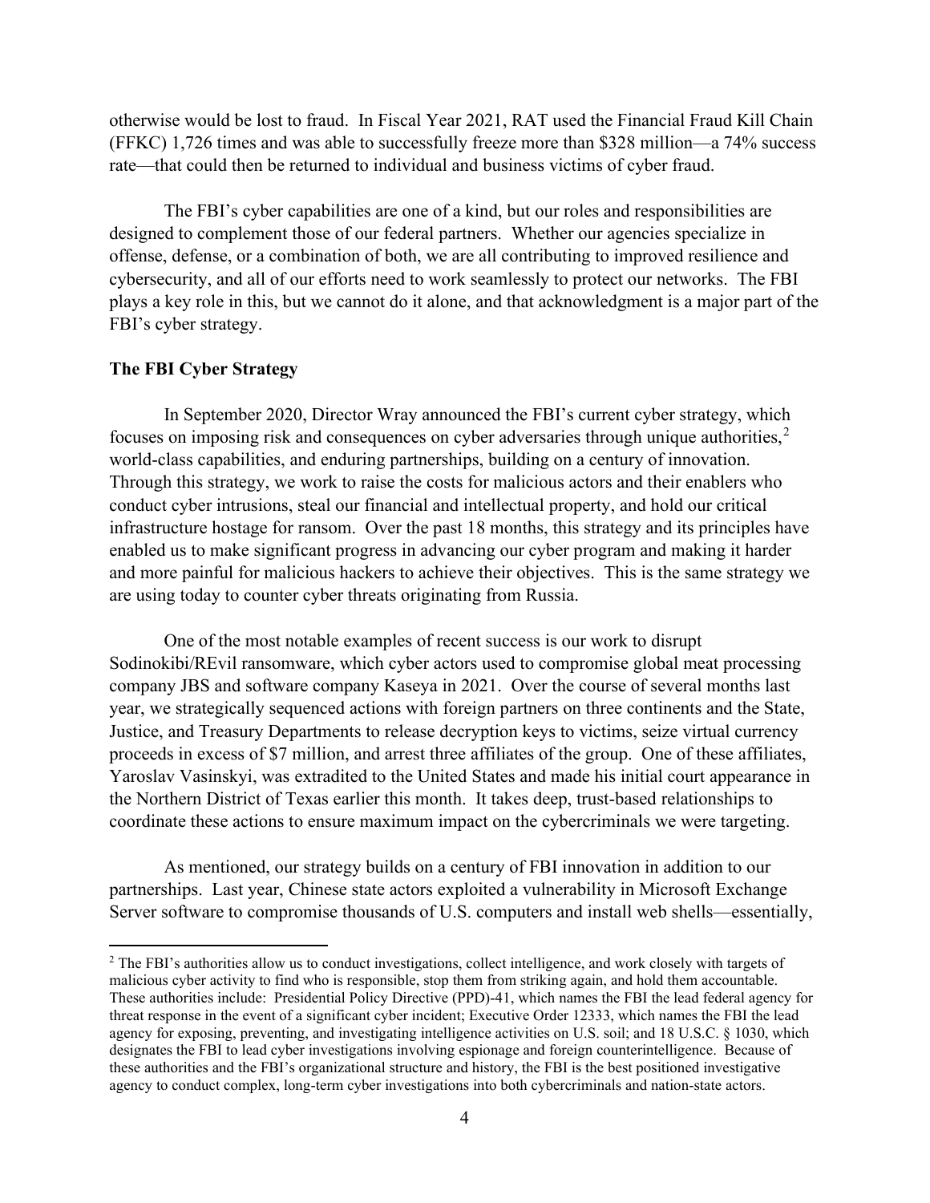otherwise would be lost to fraud. In Fiscal Year 2021, RAT used the Financial Fraud Kill Chain (FFKC) 1,726 times and was able to successfully freeze more than $328 million—a 74% success rate—that could then be returned to individual and business victims of cyber fraud.

The FBI's cyber capabilities are one of a kind, but our roles and responsibilities are designed to complement those of our federal partners. Whether our agencies specialize in offense, defense, or a combination of both, we are all contributing to improved resilience and cybersecurity, and all of our efforts need to work seamlessly to protect our networks. The FBI plays a key role in this, but we cannot do it alone, and that acknowledgment is a major part of the FBI's cyber strategy.

**The FBI Cyber Strategy**

In September 2020, Director Wray announced the FBI's current cyber strategy, which focuses on imposing risk and consequences on cyber adversaries through unique authorities,[2] world-class capabilities, and enduring partnerships, building on a century of innovation. Through this strategy, we work to raise the costs for malicious actors and their enablers who conduct cyber intrusions, steal our financial and intellectual property, and hold our critical infrastructure hostage for ransom. Over the past 18 months, this strategy and its principles have enabled us to make significant progress in advancing our cyber program and making it harder and more painful for malicious hackers to achieve their objectives. This is the same strategy we are using today to counter cyber threats originating from Russia.

One of the most notable examples of recent success is our work to disrupt Sodinokibi/REvil ransomware, which cyber actors used to compromise global meat processing company JBS and software company Kaseya in 2021. Over the course of several months last year, we strategically sequenced actions with foreign partners on three continents and the State, Justice, and Treasury Departments to release decryption keys to victims, seize virtual currency proceeds in excess of $7 million, and arrest three affiliates of the group. One of these affiliates, Yaroslav Vasinskyi, was extradited to the United States and made his initial court appearance in the Northern District of Texas earlier this month. It takes deep, trust-based relationships to coordinate these actions to ensure maximum impact on the cybercriminals we were targeting.

As mentioned, our strategy builds on a century of FBI innovation in addition to our partnerships. Last year, Chinese state actors exploited a vulnerability in Microsoft Exchange Server software to compromise thousands of U.S. computers and install web shells—essentially,

[2] The FBI's authorities allow us to conduct investigations, collect intelligence, and work closely with targets of malicious cyber activity to find who is responsible, stop them from striking again, and hold them accountable. These authorities include: Presidential Policy Directive (PPD)-41, which names the FBI the lead federal agency for threat response in the event of a significant cyber incident; Executive Order 12333, which names the FBI the lead agency for exposing, preventing, and investigating intelligence activities on U.S. soil; and 18 U.S.C. § 1030, which designates the FBI to lead cyber investigations involving espionage and foreign counterintelligence. Because of these authorities and the FBI's organizational structure and history, the FBI is the best positioned investigative agency to conduct complex, long-term cyber investigations into both cybercriminals and nation-state actors.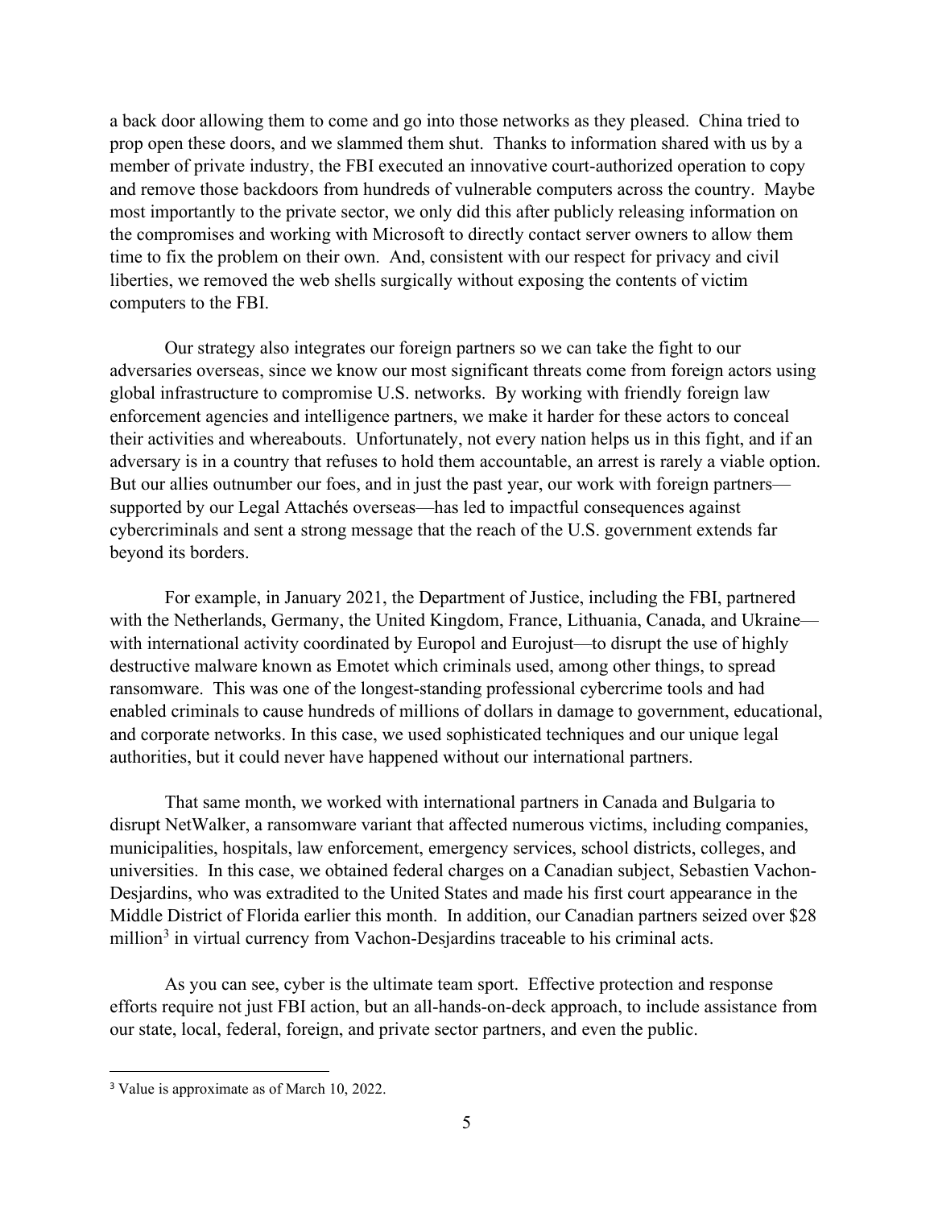a back door allowing them to come and go into those networks as they pleased. China tried to prop open these doors, and we slammed them shut. Thanks to information shared with us by a member of private industry, the FBI executed an innovative court-authorized operation to copy and remove those backdoors from hundreds of vulnerable computers across the country. Maybe most importantly to the private sector, we only did this after publicly releasing information on the compromises and working with Microsoft to directly contact server owners to allow them time to fix the problem on their own. And, consistent with our respect for privacy and civil liberties, we removed the web shells surgically without exposing the contents of victim computers to the FBI.

Our strategy also integrates our foreign partners so we can take the fight to our adversaries overseas, since we know our most significant threats come from foreign actors using global infrastructure to compromise U.S. networks. By working with friendly foreign law enforcement agencies and intelligence partners, we make it harder for these actors to conceal their activities and whereabouts. Unfortunately, not every nation helps us in this fight, and if an adversary is in a country that refuses to hold them accountable, an arrest is rarely a viable option. But our allies outnumber our foes, and in just the past year, our work with foreign partners—supported by our Legal Attachés overseas—has led to impactful consequences against cybercriminals and sent a strong message that the reach of the U.S. government extends far beyond its borders.

For example, in January 2021, the Department of Justice, including the FBI, partnered with the Netherlands, Germany, the United Kingdom, France, Lithuania, Canada, and Ukraine—with international activity coordinated by Europol and Eurojust—to disrupt the use of highly destructive malware known as Emotet which criminals used, among other things, to spread ransomware. This was one of the longest-standing professional cybercrime tools and had enabled criminals to cause hundreds of millions of dollars in damage to government, educational, and corporate networks. In this case, we used sophisticated techniques and our unique legal authorities, but it could never have happened without our international partners.

That same month, we worked with international partners in Canada and Bulgaria to disrupt NetWalker, a ransomware variant that affected numerous victims, including companies, municipalities, hospitals, law enforcement, emergency services, school districts, colleges, and universities. In this case, we obtained federal charges on a Canadian subject, Sebastien Vachon-Desjardins, who was extradited to the United States and made his first court appearance in the Middle District of Florida earlier this month. In addition, our Canadian partners seized over $28 million[3] in virtual currency from Vachon-Desjardins traceable to his criminal acts.

As you can see, cyber is the ultimate team sport. Effective protection and response efforts require not just FBI action, but an all-hands-on-deck approach, to include assistance from our state, local, federal, foreign, and private sector partners, and even the public.

[3] Value is approximate as of March 10, 2022.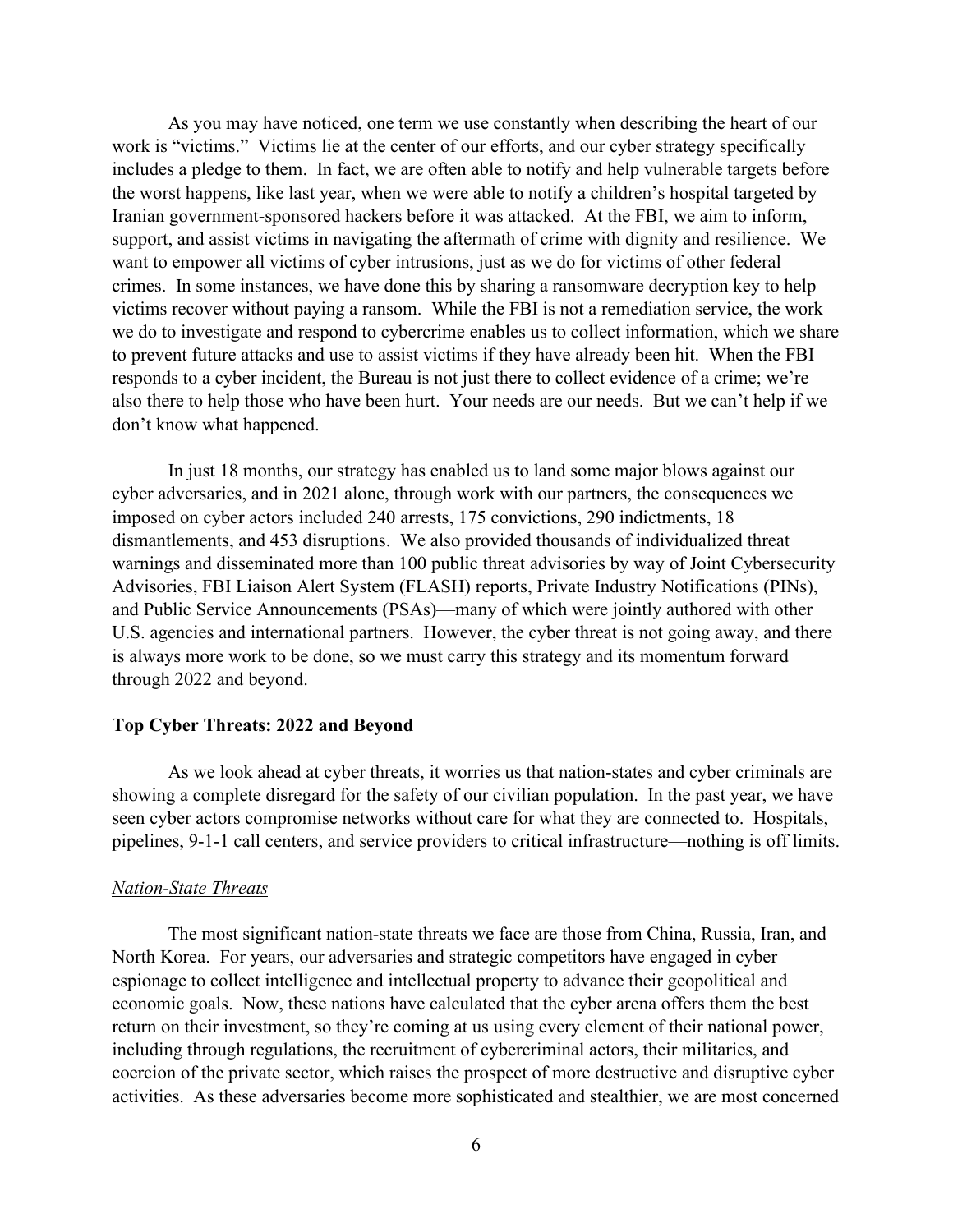As you may have noticed, one term we use constantly when describing the heart of our work is "victims." Victims lie at the center of our efforts, and our cyber strategy specifically includes a pledge to them. In fact, we are often able to notify and help vulnerable targets before the worst happens, like last year, when we were able to notify a children's hospital targeted by Iranian government-sponsored hackers before it was attacked. At the FBI, we aim to inform, support, and assist victims in navigating the aftermath of crime with dignity and resilience. We want to empower all victims of cyber intrusions, just as we do for victims of other federal crimes. In some instances, we have done this by sharing a ransomware decryption key to help victims recover without paying a ransom. While the FBI is not a remediation service, the work we do to investigate and respond to cybercrime enables us to collect information, which we share to prevent future attacks and use to assist victims if they have already been hit. When the FBI responds to a cyber incident, the Bureau is not just there to collect evidence of a crime; we're also there to help those who have been hurt. Your needs are our needs. But we can't help if we don't know what happened.

In just 18 months, our strategy has enabled us to land some major blows against our cyber adversaries, and in 2021 alone, through work with our partners, the consequences we imposed on cyber actors included 240 arrests, 175 convictions, 290 indictments, 18 dismantlements, and 453 disruptions. We also provided thousands of individualized threat warnings and disseminated more than 100 public threat advisories by way of Joint Cybersecurity Advisories, FBI Liaison Alert System (FLASH) reports, Private Industry Notifications (PINs), and Public Service Announcements (PSAs)—many of which were jointly authored with other U.S. agencies and international partners. However, the cyber threat is not going away, and there is always more work to be done, so we must carry this strategy and its momentum forward through 2022 and beyond.

**Top Cyber Threats: 2022 and Beyond**

As we look ahead at cyber threats, it worries us that nation-states and cyber criminals are showing a complete disregard for the safety of our civilian population. In the past year, we have seen cyber actors compromise networks without care for what they are connected to. Hospitals, pipelines, 9-1-1 call centers, and service providers to critical infrastructure—nothing is off limits.

*Nation-State Threats*

The most significant nation-state threats we face are those from China, Russia, Iran, and North Korea. For years, our adversaries and strategic competitors have engaged in cyber espionage to collect intelligence and intellectual property to advance their geopolitical and economic goals. Now, these nations have calculated that the cyber arena offers them the best return on their investment, so they're coming at us using every element of their national power, including through regulations, the recruitment of cybercriminal actors, their militaries, and coercion of the private sector, which raises the prospect of more destructive and disruptive cyber activities. As these adversaries become more sophisticated and stealthier, we are most concerned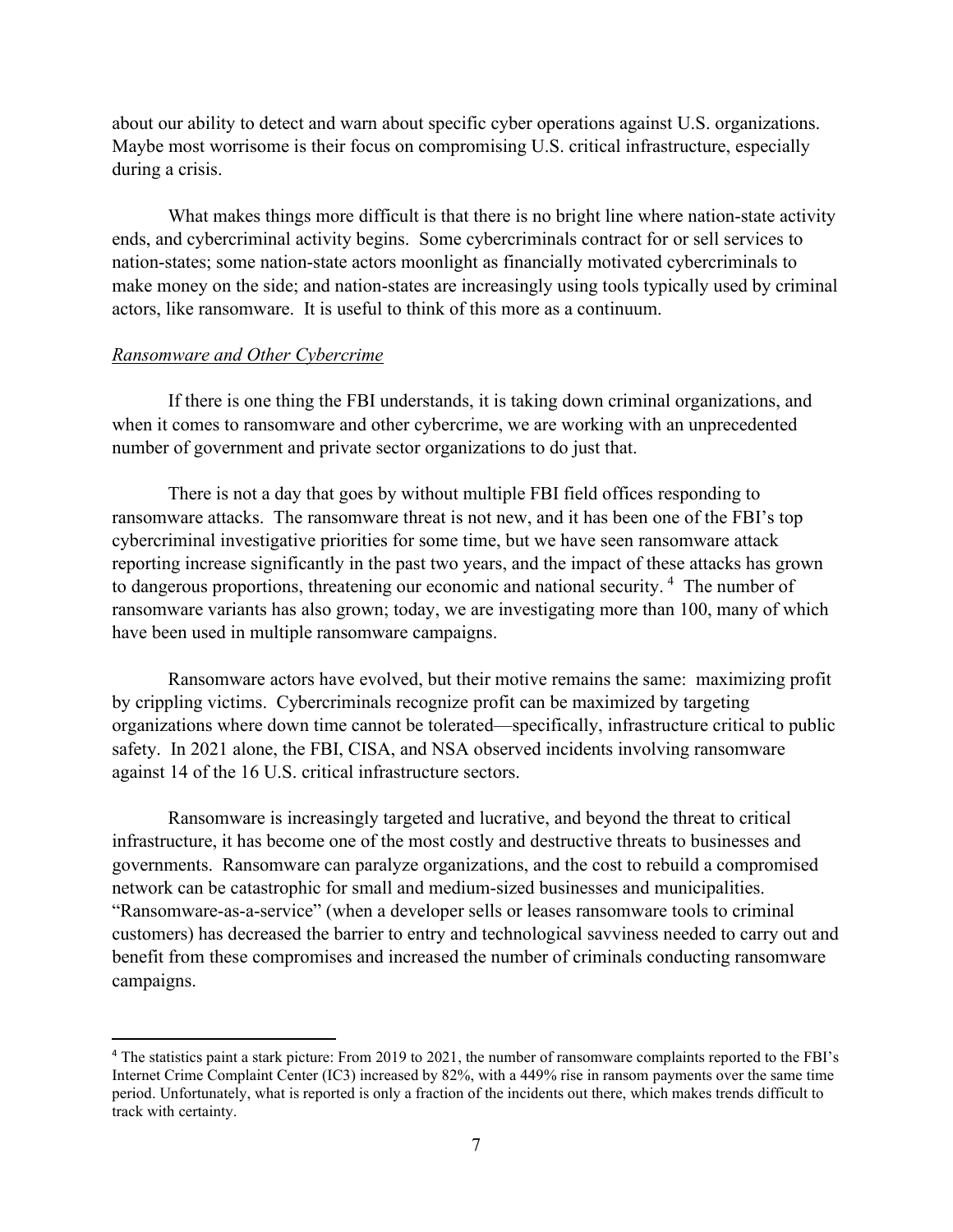about our ability to detect and warn about specific cyber operations against U.S. organizations. Maybe most worrisome is their focus on compromising U.S. critical infrastructure, especially during a crisis.

What makes things more difficult is that there is no bright line where nation-state activity ends, and cybercriminal activity begins. Some cybercriminals contract for or sell services to nation-states; some nation-state actors moonlight as financially motivated cybercriminals to make money on the side; and nation-states are increasingly using tools typically used by criminal actors, like ransomware. It is useful to think of this more as a continuum.

*Ransomware and Other Cybercrime*

If there is one thing the FBI understands, it is taking down criminal organizations, and when it comes to ransomware and other cybercrime, we are working with an unprecedented number of government and private sector organizations to do just that.

There is not a day that goes by without multiple FBI field offices responding to ransomware attacks. The ransomware threat is not new, and it has been one of the FBI's top cybercriminal investigative priorities for some time, but we have seen ransomware attack reporting increase significantly in the past two years, and the impact of these attacks has grown to dangerous proportions, threatening our economic and national security.[4] The number of ransomware variants has also grown; today, we are investigating more than 100, many of which have been used in multiple ransomware campaigns.

Ransomware actors have evolved, but their motive remains the same: maximizing profit by crippling victims. Cybercriminals recognize profit can be maximized by targeting organizations where down time cannot be tolerated—specifically, infrastructure critical to public safety. In 2021 alone, the FBI, CISA, and NSA observed incidents involving ransomware against 14 of the 16 U.S. critical infrastructure sectors.

Ransomware is increasingly targeted and lucrative, and beyond the threat to critical infrastructure, it has become one of the most costly and destructive threats to businesses and governments. Ransomware can paralyze organizations, and the cost to rebuild a compromised network can be catastrophic for small and medium-sized businesses and municipalities. "Ransomware-as-a-service" (when a developer sells or leases ransomware tools to criminal customers) has decreased the barrier to entry and technological savviness needed to carry out and benefit from these compromises and increased the number of criminals conducting ransomware campaigns.

[4] The statistics paint a stark picture: From 2019 to 2021, the number of ransomware complaints reported to the FBI's Internet Crime Complaint Center (IC3) increased by 82%, with a 449% rise in ransom payments over the same time period. Unfortunately, what is reported is only a fraction of the incidents out there, which makes trends difficult to track with certainty.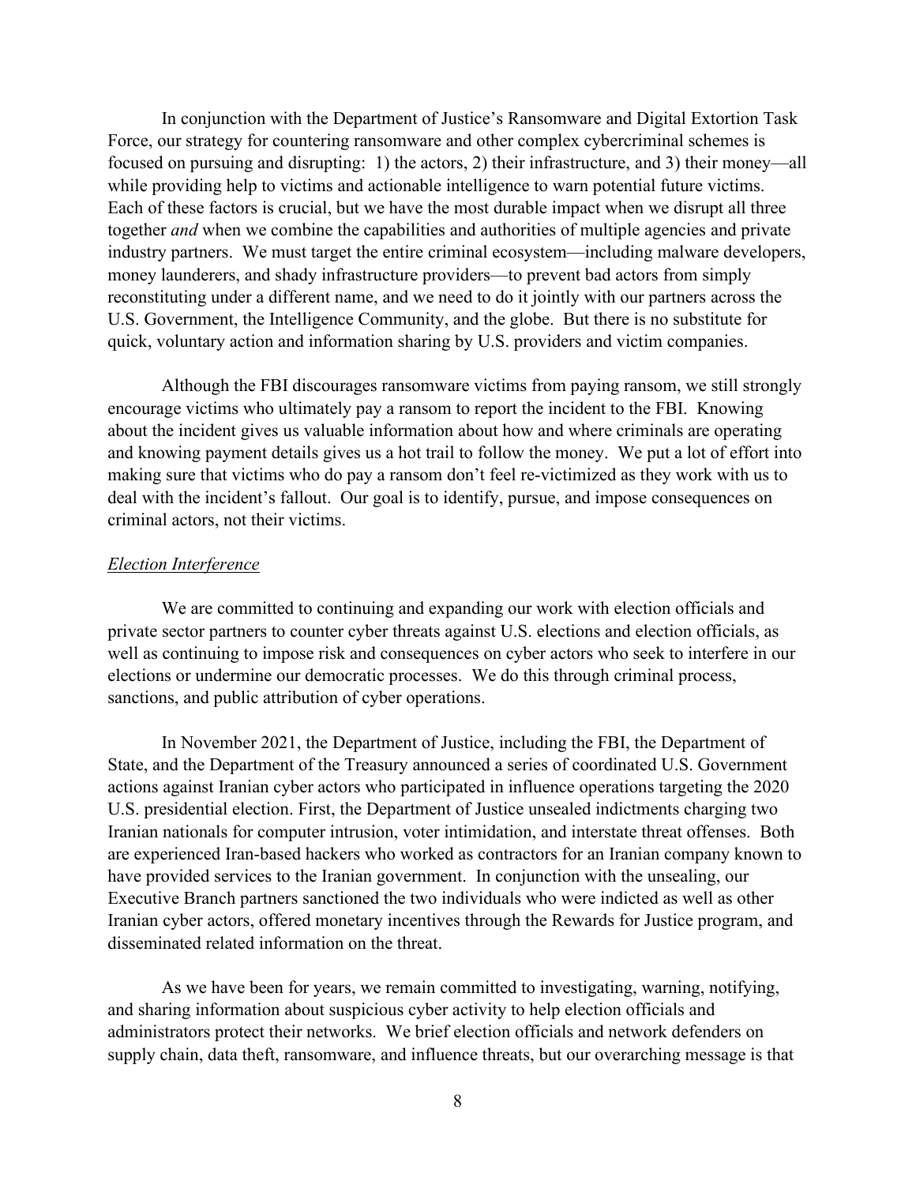In conjunction with the Department of Justice's Ransomware and Digital Extortion Task Force, our strategy for countering ransomware and other complex cybercriminal schemes is focused on pursuing and disrupting: 1) the actors, 2) their infrastructure, and 3) their money—all while providing help to victims and actionable intelligence to warn potential future victims. Each of these factors is crucial, but we have the most durable impact when we disrupt all three together *and* when we combine the capabilities and authorities of multiple agencies and private industry partners. We must target the entire criminal ecosystem—including malware developers, money launderers, and shady infrastructure providers—to prevent bad actors from simply reconstituting under a different name, and we need to do it jointly with our partners across the U.S. Government, the Intelligence Community, and the globe. But there is no substitute for quick, voluntary action and information sharing by U.S. providers and victim companies.

Although the FBI discourages ransomware victims from paying ransom, we still strongly encourage victims who ultimately pay a ransom to report the incident to the FBI. Knowing about the incident gives us valuable information about how and where criminals are operating and knowing payment details gives us a hot trail to follow the money. We put a lot of effort into making sure that victims who do pay a ransom don't feel re-victimized as they work with us to deal with the incident's fallout. Our goal is to identify, pursue, and impose consequences on criminal actors, not their victims.

*Election Interference*

We are committed to continuing and expanding our work with election officials and private sector partners to counter cyber threats against U.S. elections and election officials, as well as continuing to impose risk and consequences on cyber actors who seek to interfere in our elections or undermine our democratic processes. We do this through criminal process, sanctions, and public attribution of cyber operations.

In November 2021, the Department of Justice, including the FBI, the Department of State, and the Department of the Treasury announced a series of coordinated U.S. Government actions against Iranian cyber actors who participated in influence operations targeting the 2020 U.S. presidential election. First, the Department of Justice unsealed indictments charging two Iranian nationals for computer intrusion, voter intimidation, and interstate threat offenses. Both are experienced Iran-based hackers who worked as contractors for an Iranian company known to have provided services to the Iranian government. In conjunction with the unsealing, our Executive Branch partners sanctioned the two individuals who were indicted as well as other Iranian cyber actors, offered monetary incentives through the Rewards for Justice program, and disseminated related information on the threat.

As we have been for years, we remain committed to investigating, warning, notifying, and sharing information about suspicious cyber activity to help election officials and administrators protect their networks. We brief election officials and network defenders on supply chain, data theft, ransomware, and influence threats, but our overarching message is that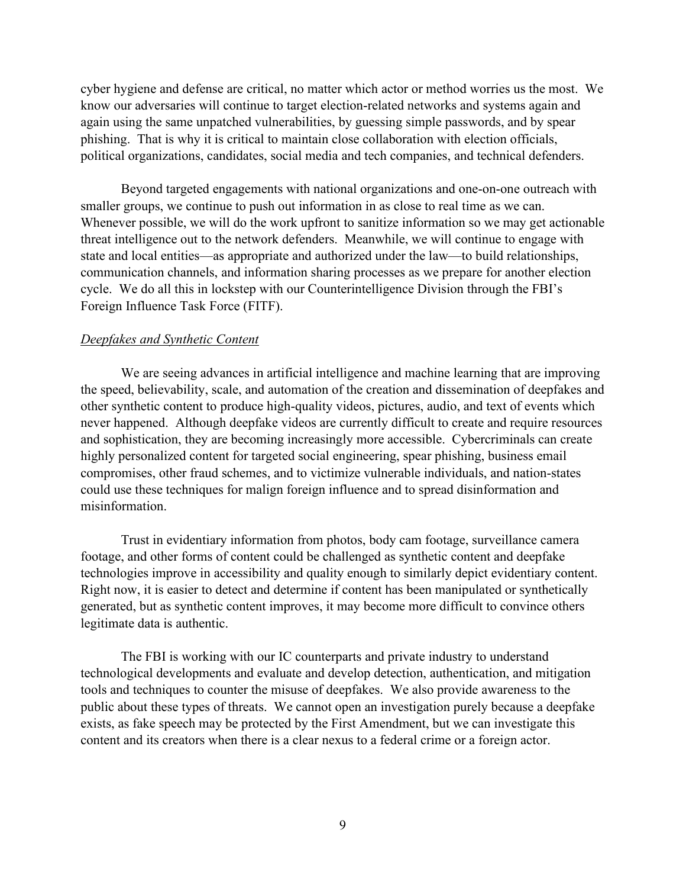cyber hygiene and defense are critical, no matter which actor or method worries us the most. We know our adversaries will continue to target election-related networks and systems again and again using the same unpatched vulnerabilities, by guessing simple passwords, and by spear phishing. That is why it is critical to maintain close collaboration with election officials, political organizations, candidates, social media and tech companies, and technical defenders.

Beyond targeted engagements with national organizations and one-on-one outreach with smaller groups, we continue to push out information in as close to real time as we can. Whenever possible, we will do the work upfront to sanitize information so we may get actionable threat intelligence out to the network defenders. Meanwhile, we will continue to engage with state and local entities—as appropriate and authorized under the law—to build relationships, communication channels, and information sharing processes as we prepare for another election cycle. We do all this in lockstep with our Counterintelligence Division through the FBI's Foreign Influence Task Force (FITF).

*Deepfakes and Synthetic Content*

We are seeing advances in artificial intelligence and machine learning that are improving the speed, believability, scale, and automation of the creation and dissemination of deepfakes and other synthetic content to produce high-quality videos, pictures, audio, and text of events which never happened. Although deepfake videos are currently difficult to create and require resources and sophistication, they are becoming increasingly more accessible. Cybercriminals can create highly personalized content for targeted social engineering, spear phishing, business email compromises, other fraud schemes, and to victimize vulnerable individuals, and nation-states could use these techniques for malign foreign influence and to spread disinformation and misinformation.

Trust in evidentiary information from photos, body cam footage, surveillance camera footage, and other forms of content could be challenged as synthetic content and deepfake technologies improve in accessibility and quality enough to similarly depict evidentiary content. Right now, it is easier to detect and determine if content has been manipulated or synthetically generated, but as synthetic content improves, it may become more difficult to convince others legitimate data is authentic.

The FBI is working with our IC counterparts and private industry to understand technological developments and evaluate and develop detection, authentication, and mitigation tools and techniques to counter the misuse of deepfakes. We also provide awareness to the public about these types of threats. We cannot open an investigation purely because a deepfake exists, as fake speech may be protected by the First Amendment, but we can investigate this content and its creators when there is a clear nexus to a federal crime or a foreign actor.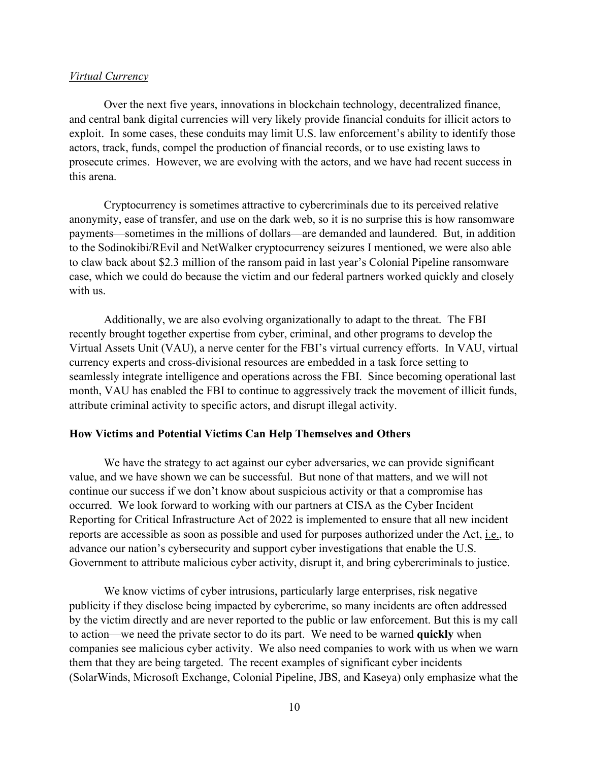*Virtual Currency*

Over the next five years, innovations in blockchain technology, decentralized finance, and central bank digital currencies will very likely provide financial conduits for illicit actors to exploit. In some cases, these conduits may limit U.S. law enforcement's ability to identify those actors, track, funds, compel the production of financial records, or to use existing laws to prosecute crimes. However, we are evolving with the actors, and we have had recent success in this arena.

Cryptocurrency is sometimes attractive to cybercriminals due to its perceived relative anonymity, ease of transfer, and use on the dark web, so it is no surprise this is how ransomware payments—sometimes in the millions of dollars—are demanded and laundered. But, in addition to the Sodinokibi/REvil and NetWalker cryptocurrency seizures I mentioned, we were also able to claw back about $2.3 million of the ransom paid in last year's Colonial Pipeline ransomware case, which we could do because the victim and our federal partners worked quickly and closely with us.

Additionally, we are also evolving organizationally to adapt to the threat. The FBI recently brought together expertise from cyber, criminal, and other programs to develop the Virtual Assets Unit (VAU), a nerve center for the FBI's virtual currency efforts. In VAU, virtual currency experts and cross-divisional resources are embedded in a task force setting to seamlessly integrate intelligence and operations across the FBI. Since becoming operational last month, VAU has enabled the FBI to continue to aggressively track the movement of illicit funds, attribute criminal activity to specific actors, and disrupt illegal activity.

**How Victims and Potential Victims Can Help Themselves and Others**

We have the strategy to act against our cyber adversaries, we can provide significant value, and we have shown we can be successful. But none of that matters, and we will not continue our success if we don't know about suspicious activity or that a compromise has occurred. We look forward to working with our partners at CISA as the Cyber Incident Reporting for Critical Infrastructure Act of 2022 is implemented to ensure that all new incident reports are accessible as soon as possible and used for purposes authorized under the Act, i.e., to advance our nation's cybersecurity and support cyber investigations that enable the U.S. Government to attribute malicious cyber activity, disrupt it, and bring cybercriminals to justice.

We know victims of cyber intrusions, particularly large enterprises, risk negative publicity if they disclose being impacted by cybercrime, so many incidents are often addressed by the victim directly and are never reported to the public or law enforcement. But this is my call to action—we need the private sector to do its part. We need to be warned **quickly** when companies see malicious cyber activity. We also need companies to work with us when we warn them that they are being targeted. The recent examples of significant cyber incidents (SolarWinds, Microsoft Exchange, Colonial Pipeline, JBS, and Kaseya) only emphasize what the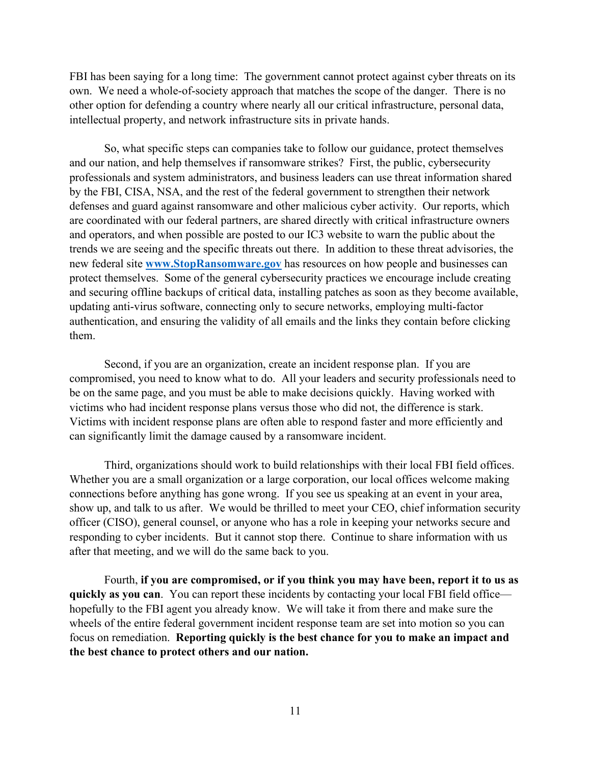FBI has been saying for a long time: The government cannot protect against cyber threats on its own. We need a whole-of-society approach that matches the scope of the danger. There is no other option for defending a country where nearly all our critical infrastructure, personal data, intellectual property, and network infrastructure sits in private hands.

So, what specific steps can companies take to follow our guidance, protect themselves and our nation, and help themselves if ransomware strikes? First, the public, cybersecurity professionals and system administrators, and business leaders can use threat information shared by the FBI, CISA, NSA, and the rest of the federal government to strengthen their network defenses and guard against ransomware and other malicious cyber activity. Our reports, which are coordinated with our federal partners, are shared directly with critical infrastructure owners and operators, and when possible are posted to our IC3 website to warn the public about the trends we are seeing and the specific threats out there. In addition to these threat advisories, the new federal site **[www.StopRansomware.gov](http://www.StopRansomware.gov)** has resources on how people and businesses can protect themselves. Some of the general cybersecurity practices we encourage include creating and securing offline backups of critical data, installing patches as soon as they become available, updating anti-virus software, connecting only to secure networks, employing multi-factor authentication, and ensuring the validity of all emails and the links they contain before clicking them.

Second, if you are an organization, create an incident response plan. If you are compromised, you need to know what to do. All your leaders and security professionals need to be on the same page, and you must be able to make decisions quickly. Having worked with victims who had incident response plans versus those who did not, the difference is stark. Victims with incident response plans are often able to respond faster and more efficiently and can significantly limit the damage caused by a ransomware incident.

Third, organizations should work to build relationships with their local FBI field offices. Whether you are a small organization or a large corporation, our local offices welcome making connections before anything has gone wrong. If you see us speaking at an event in your area, show up, and talk to us after. We would be thrilled to meet your CEO, chief information security officer (CISO), general counsel, or anyone who has a role in keeping your networks secure and responding to cyber incidents. But it cannot stop there. Continue to share information with us after that meeting, and we will do the same back to you.

Fourth, **if you are compromised, or if you think you may have been, report it to us as quickly as you can**. You can report these incidents by contacting your local FBI field office—hopefully to the FBI agent you already know. We will take it from there and make sure the wheels of the entire federal government incident response team are set into motion so you can focus on remediation. **Reporting quickly is the best chance for you to make an impact and the best chance to protect others and our nation.**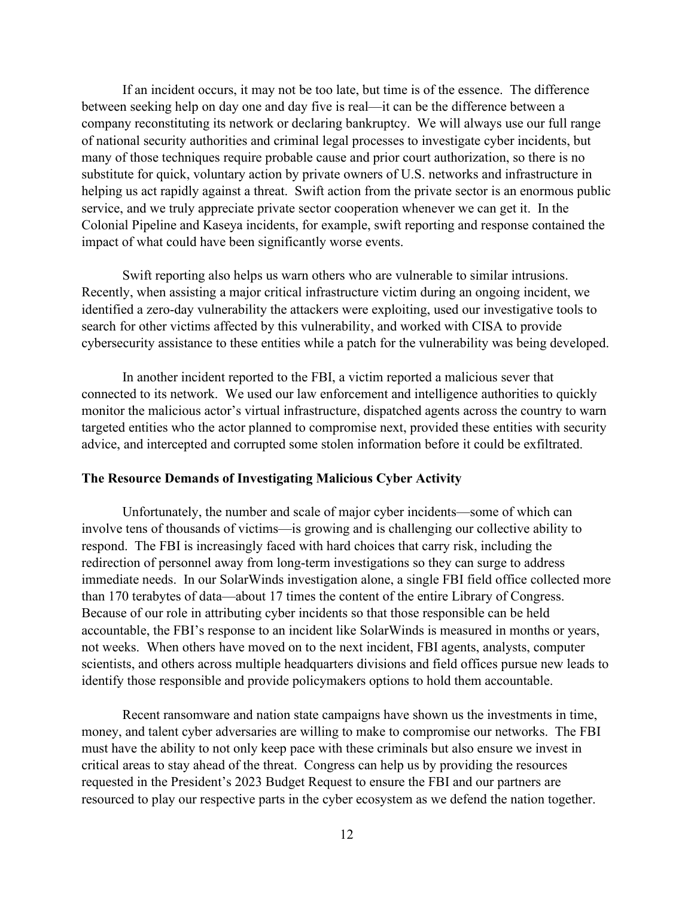If an incident occurs, it may not be too late, but time is of the essence. The difference between seeking help on day one and day five is real—it can be the difference between a company reconstituting its network or declaring bankruptcy. We will always use our full range of national security authorities and criminal legal processes to investigate cyber incidents, but many of those techniques require probable cause and prior court authorization, so there is no substitute for quick, voluntary action by private owners of U.S. networks and infrastructure in helping us act rapidly against a threat. Swift action from the private sector is an enormous public service, and we truly appreciate private sector cooperation whenever we can get it. In the Colonial Pipeline and Kaseya incidents, for example, swift reporting and response contained the impact of what could have been significantly worse events.

Swift reporting also helps us warn others who are vulnerable to similar intrusions. Recently, when assisting a major critical infrastructure victim during an ongoing incident, we identified a zero-day vulnerability the attackers were exploiting, used our investigative tools to search for other victims affected by this vulnerability, and worked with CISA to provide cybersecurity assistance to these entities while a patch for the vulnerability was being developed.

In another incident reported to the FBI, a victim reported a malicious sever that connected to its network. We used our law enforcement and intelligence authorities to quickly monitor the malicious actor's virtual infrastructure, dispatched agents across the country to warn targeted entities who the actor planned to compromise next, provided these entities with security advice, and intercepted and corrupted some stolen information before it could be exfiltrated.

**The Resource Demands of Investigating Malicious Cyber Activity**

Unfortunately, the number and scale of major cyber incidents—some of which can involve tens of thousands of victims—is growing and is challenging our collective ability to respond. The FBI is increasingly faced with hard choices that carry risk, including the redirection of personnel away from long-term investigations so they can surge to address immediate needs. In our SolarWinds investigation alone, a single FBI field office collected more than 170 terabytes of data—about 17 times the content of the entire Library of Congress. Because of our role in attributing cyber incidents so that those responsible can be held accountable, the FBI's response to an incident like SolarWinds is measured in months or years, not weeks. When others have moved on to the next incident, FBI agents, analysts, computer scientists, and others across multiple headquarters divisions and field offices pursue new leads to identify those responsible and provide policymakers options to hold them accountable.

Recent ransomware and nation state campaigns have shown us the investments in time, money, and talent cyber adversaries are willing to make to compromise our networks. The FBI must have the ability to not only keep pace with these criminals but also ensure we invest in critical areas to stay ahead of the threat. Congress can help us by providing the resources requested in the President's 2023 Budget Request to ensure the FBI and our partners are resourced to play our respective parts in the cyber ecosystem as we defend the nation together.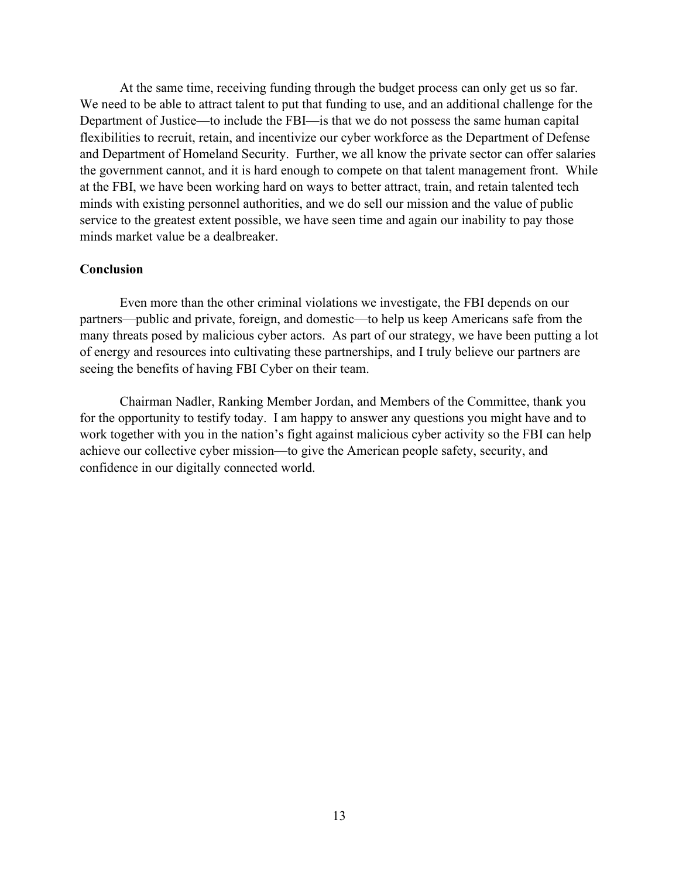At the same time, receiving funding through the budget process can only get us so far. We need to be able to attract talent to put that funding to use, and an additional challenge for the Department of Justice—to include the FBI—is that we do not possess the same human capital flexibilities to recruit, retain, and incentivize our cyber workforce as the Department of Defense and Department of Homeland Security. Further, we all know the private sector can offer salaries the government cannot, and it is hard enough to compete on that talent management front. While at the FBI, we have been working hard on ways to better attract, train, and retain talented tech minds with existing personnel authorities, and we do sell our mission and the value of public service to the greatest extent possible, we have seen time and again our inability to pay those minds market value be a dealbreaker.

## Conclusion

Even more than the other criminal violations we investigate, the FBI depends on our partners—public and private, foreign, and domestic—to help us keep Americans safe from the many threats posed by malicious cyber actors. As part of our strategy, we have been putting a lot of energy and resources into cultivating these partnerships, and I truly believe our partners are seeing the benefits of having FBI Cyber on their team.

Chairman Nadler, Ranking Member Jordan, and Members of the Committee, thank you for the opportunity to testify today. I am happy to answer any questions you might have and to work together with you in the nation's fight against malicious cyber activity so the FBI can help achieve our collective cyber mission—to give the American people safety, security, and confidence in our digitally connected world.